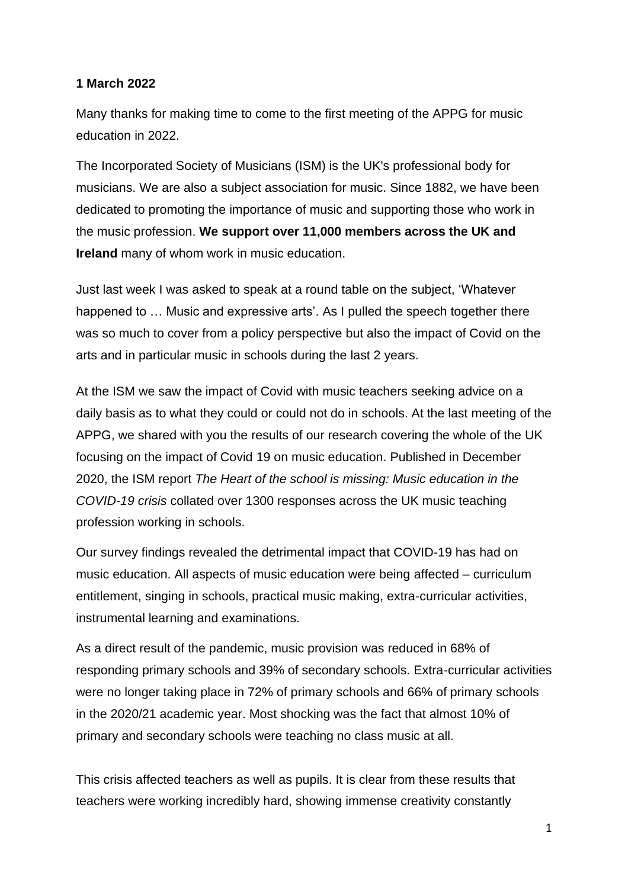**1 March 2022**

Many thanks for making time to come to the first meeting of the APPG for music education in 2022.

The Incorporated Society of Musicians (ISM) is the UK's professional body for musicians. We are also a subject association for music. Since 1882, we have been dedicated to promoting the importance of music and supporting those who work in the music profession. **We support over 11,000 members across the UK and Ireland** many of whom work in music education.

Just last week I was asked to speak at a round table on the subject, 'Whatever happened to … Music and expressive arts'. As I pulled the speech together there was so much to cover from a policy perspective but also the impact of Covid on the arts and in particular music in schools during the last 2 years.

At the ISM we saw the impact of Covid with music teachers seeking advice on a daily basis as to what they could or could not do in schools. At the last meeting of the APPG, we shared with you the results of our research covering the whole of the UK focusing on the impact of Covid 19 on music education. Published in December 2020, the ISM report *The Heart of the school is missing: Music education in the COVID-19 crisis* collated over 1300 responses across the UK music teaching profession working in schools.

Our survey findings revealed the detrimental impact that COVID-19 has had on music education. All aspects of music education were being affected – curriculum entitlement, singing in schools, practical music making, extra-curricular activities, instrumental learning and examinations.

As a direct result of the pandemic, music provision was reduced in 68% of responding primary schools and 39% of secondary schools. Extra-curricular activities were no longer taking place in 72% of primary schools and 66% of primary schools in the 2020/21 academic year. Most shocking was the fact that almost 10% of primary and secondary schools were teaching no class music at all.

This crisis affected teachers as well as pupils. It is clear from these results that teachers were working incredibly hard, showing immense creativity constantly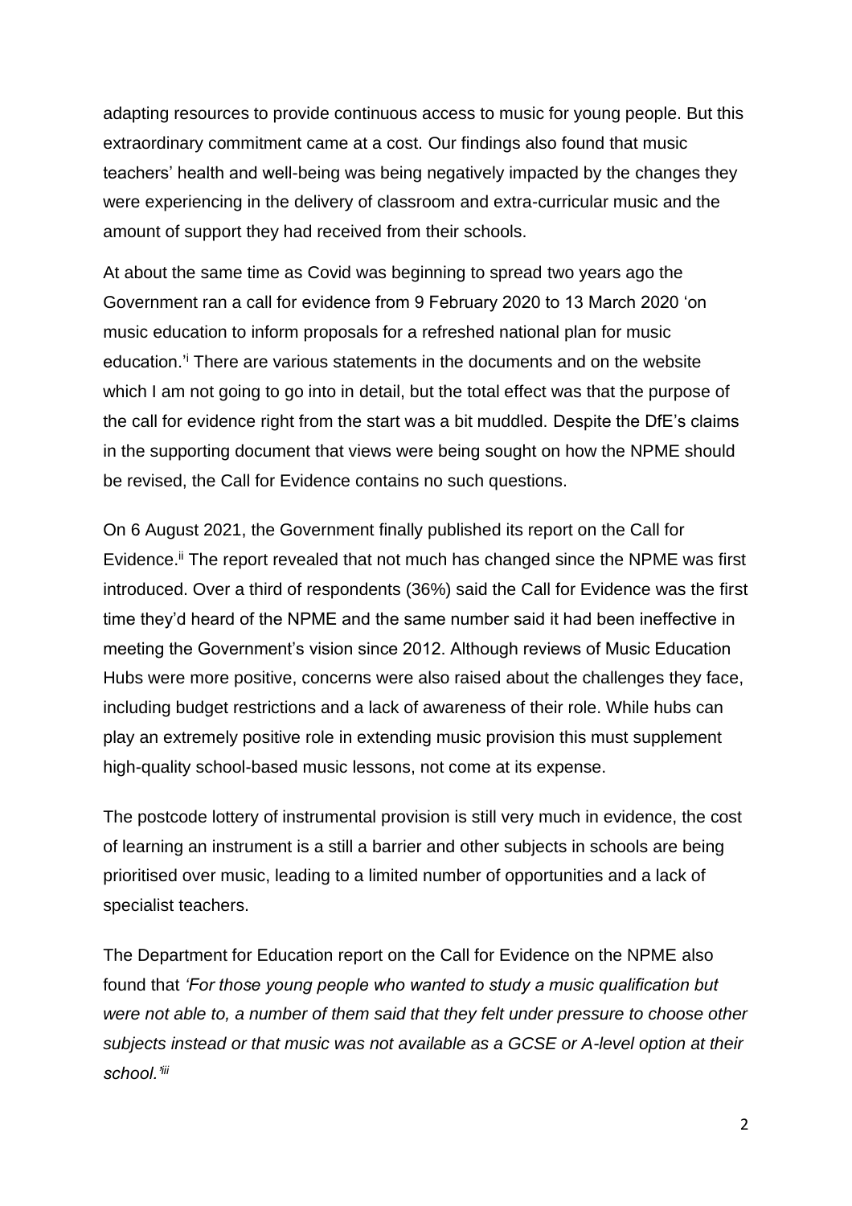adapting resources to provide continuous access to music for young people. But this extraordinary commitment came at a cost. Our findings also found that music teachers' health and well-being was being negatively impacted by the changes they were experiencing in the delivery of classroom and extra-curricular music and the amount of support they had received from their schools.

At about the same time as Covid was beginning to spread two years ago the Government ran a call for evidence from 9 February 2020 to 13 March 2020 'on music education to inform proposals for a refreshed national plan for music education.'[i] There are various statements in the documents and on the website which I am not going to go into in detail, but the total effect was that the purpose of the call for evidence right from the start was a bit muddled. Despite the DfE's claims in the supporting document that views were being sought on how the NPME should be revised, the Call for Evidence contains no such questions.

On 6 August 2021, the Government finally published its report on the Call for Evidence.[ii] The report revealed that not much has changed since the NPME was first introduced. Over a third of respondents (36%) said the Call for Evidence was the first time they'd heard of the NPME and the same number said it had been ineffective in meeting the Government's vision since 2012. Although reviews of Music Education Hubs were more positive, concerns were also raised about the challenges they face, including budget restrictions and a lack of awareness of their role. While hubs can play an extremely positive role in extending music provision this must supplement high-quality school-based music lessons, not come at its expense.

The postcode lottery of instrumental provision is still very much in evidence, the cost of learning an instrument is a still a barrier and other subjects in schools are being prioritised over music, leading to a limited number of opportunities and a lack of specialist teachers.

The Department for Education report on the Call for Evidence on the NPME also found that *'For those young people who wanted to study a music qualification but were not able to, a number of them said that they felt under pressure to choose other subjects instead or that music was not available as a GCSE or A-level option at their school.'*[iii]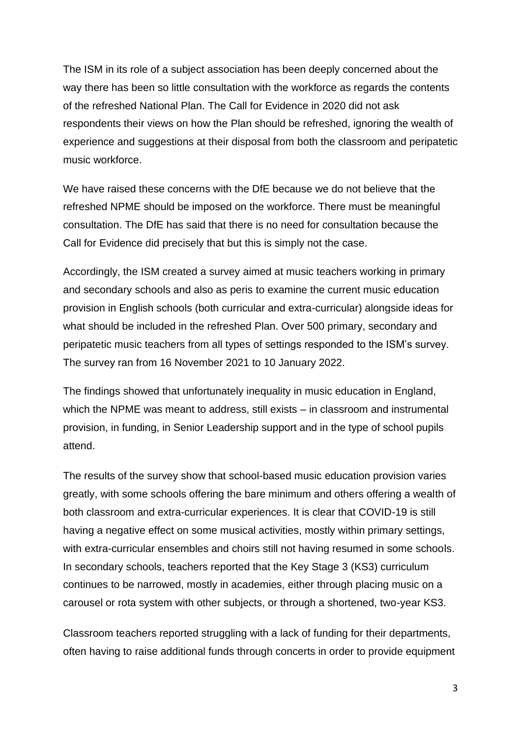The ISM in its role of a subject association has been deeply concerned about the way there has been so little consultation with the workforce as regards the contents of the refreshed National Plan. The Call for Evidence in 2020 did not ask respondents their views on how the Plan should be refreshed, ignoring the wealth of experience and suggestions at their disposal from both the classroom and peripatetic music workforce.

We have raised these concerns with the DfE because we do not believe that the refreshed NPME should be imposed on the workforce. There must be meaningful consultation. The DfE has said that there is no need for consultation because the Call for Evidence did precisely that but this is simply not the case.

Accordingly, the ISM created a survey aimed at music teachers working in primary and secondary schools and also as peris to examine the current music education provision in English schools (both curricular and extra-curricular) alongside ideas for what should be included in the refreshed Plan. Over 500 primary, secondary and peripatetic music teachers from all types of settings responded to the ISM's survey. The survey ran from 16 November 2021 to 10 January 2022.

The findings showed that unfortunately inequality in music education in England, which the NPME was meant to address, still exists – in classroom and instrumental provision, in funding, in Senior Leadership support and in the type of school pupils attend.

The results of the survey show that school-based music education provision varies greatly, with some schools offering the bare minimum and others offering a wealth of both classroom and extra-curricular experiences. It is clear that COVID-19 is still having a negative effect on some musical activities, mostly within primary settings, with extra-curricular ensembles and choirs still not having resumed in some schools. In secondary schools, teachers reported that the Key Stage 3 (KS3) curriculum continues to be narrowed, mostly in academies, either through placing music on a carousel or rota system with other subjects, or through a shortened, two-year KS3.

Classroom teachers reported struggling with a lack of funding for their departments, often having to raise additional funds through concerts in order to provide equipment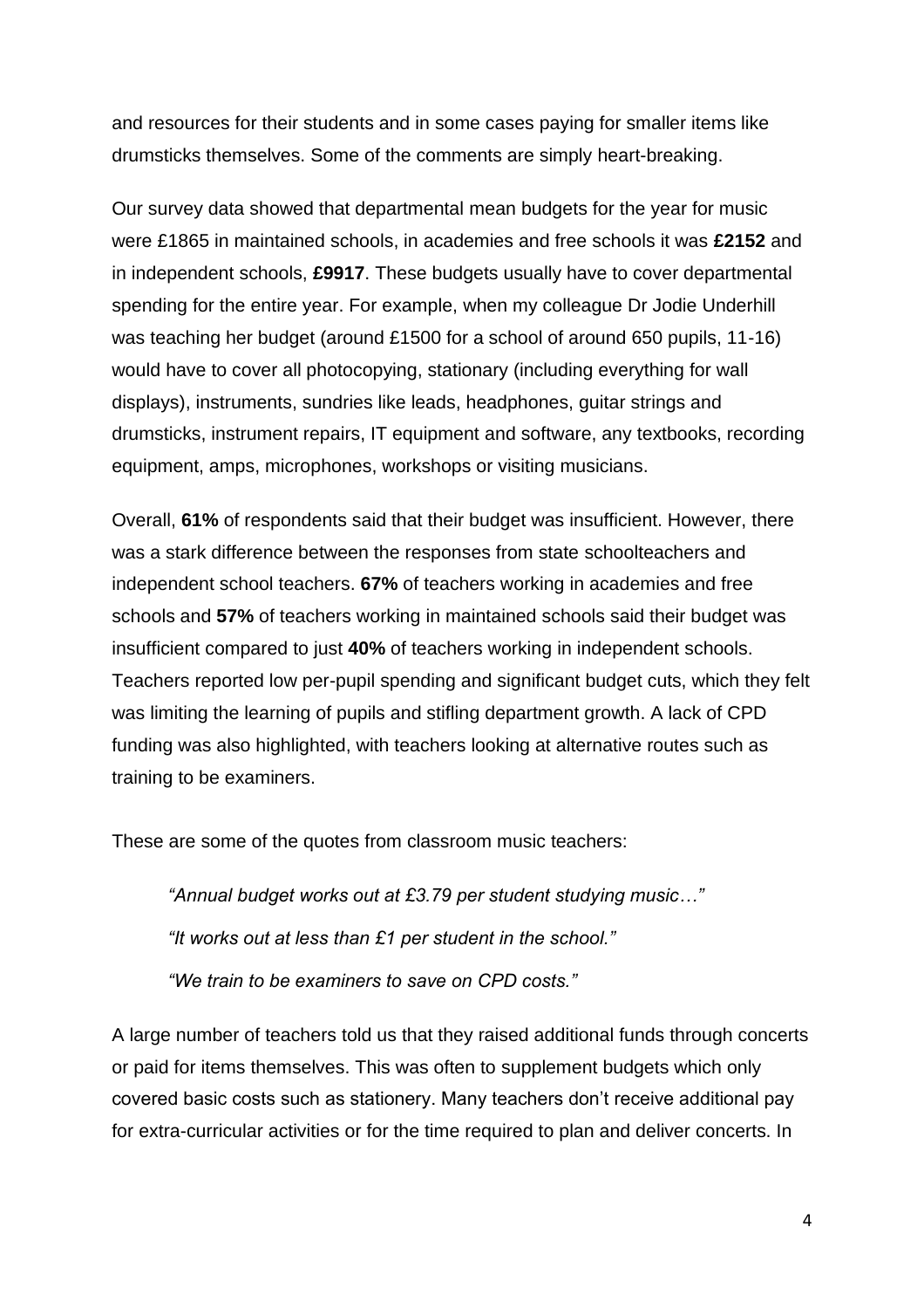and resources for their students and in some cases paying for smaller items like drumsticks themselves. Some of the comments are simply heart-breaking.

Our survey data showed that departmental mean budgets for the year for music were £1865 in maintained schools, in academies and free schools it was **£2152** and in independent schools, **£9917**. These budgets usually have to cover departmental spending for the entire year. For example, when my colleague Dr Jodie Underhill was teaching her budget (around £1500 for a school of around 650 pupils, 11-16) would have to cover all photocopying, stationary (including everything for wall displays), instruments, sundries like leads, headphones, guitar strings and drumsticks, instrument repairs, IT equipment and software, any textbooks, recording equipment, amps, microphones, workshops or visiting musicians.

Overall, **61%** of respondents said that their budget was insufficient. However, there was a stark difference between the responses from state schoolteachers and independent school teachers. **67%** of teachers working in academies and free schools and **57%** of teachers working in maintained schools said their budget was insufficient compared to just **40%** of teachers working in independent schools. Teachers reported low per-pupil spending and significant budget cuts, which they felt was limiting the learning of pupils and stifling department growth. A lack of CPD funding was also highlighted, with teachers looking at alternative routes such as training to be examiners.

These are some of the quotes from classroom music teachers:

> *"Annual budget works out at £3.79 per student studying music…"*
>
> *"It works out at less than £1 per student in the school."*
>
> *"We train to be examiners to save on CPD costs."*

A large number of teachers told us that they raised additional funds through concerts or paid for items themselves. This was often to supplement budgets which only covered basic costs such as stationery. Many teachers don't receive additional pay for extra-curricular activities or for the time required to plan and deliver concerts. In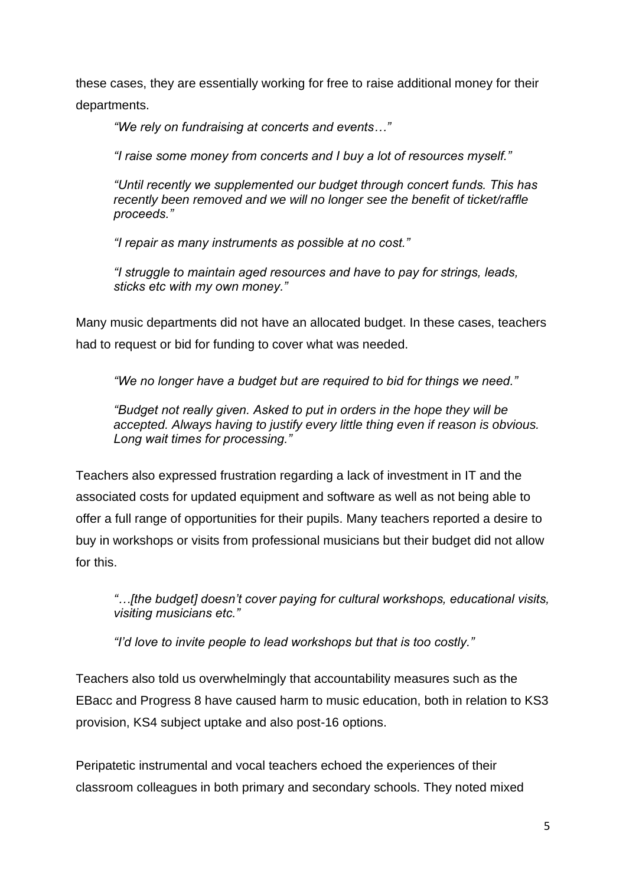these cases, they are essentially working for free to raise additional money for their departments.

> *"We rely on fundraising at concerts and events…"*
>
> *"I raise some money from concerts and I buy a lot of resources myself."*
>
> *"Until recently we supplemented our budget through concert funds. This has recently been removed and we will no longer see the benefit of ticket/raffle proceeds."*
>
> *"I repair as many instruments as possible at no cost."*
>
> *"I struggle to maintain aged resources and have to pay for strings, leads, sticks etc with my own money."*

Many music departments did not have an allocated budget. In these cases, teachers had to request or bid for funding to cover what was needed.

> *"We no longer have a budget but are required to bid for things we need."*
>
> *"Budget not really given. Asked to put in orders in the hope they will be accepted. Always having to justify every little thing even if reason is obvious. Long wait times for processing."*

Teachers also expressed frustration regarding a lack of investment in IT and the associated costs for updated equipment and software as well as not being able to offer a full range of opportunities for their pupils. Many teachers reported a desire to buy in workshops or visits from professional musicians but their budget did not allow for this.

> *"…[the budget] doesn't cover paying for cultural workshops, educational visits, visiting musicians etc."*
>
> *"I'd love to invite people to lead workshops but that is too costly."*

Teachers also told us overwhelmingly that accountability measures such as the EBacc and Progress 8 have caused harm to music education, both in relation to KS3 provision, KS4 subject uptake and also post-16 options.

Peripatetic instrumental and vocal teachers echoed the experiences of their classroom colleagues in both primary and secondary schools. They noted mixed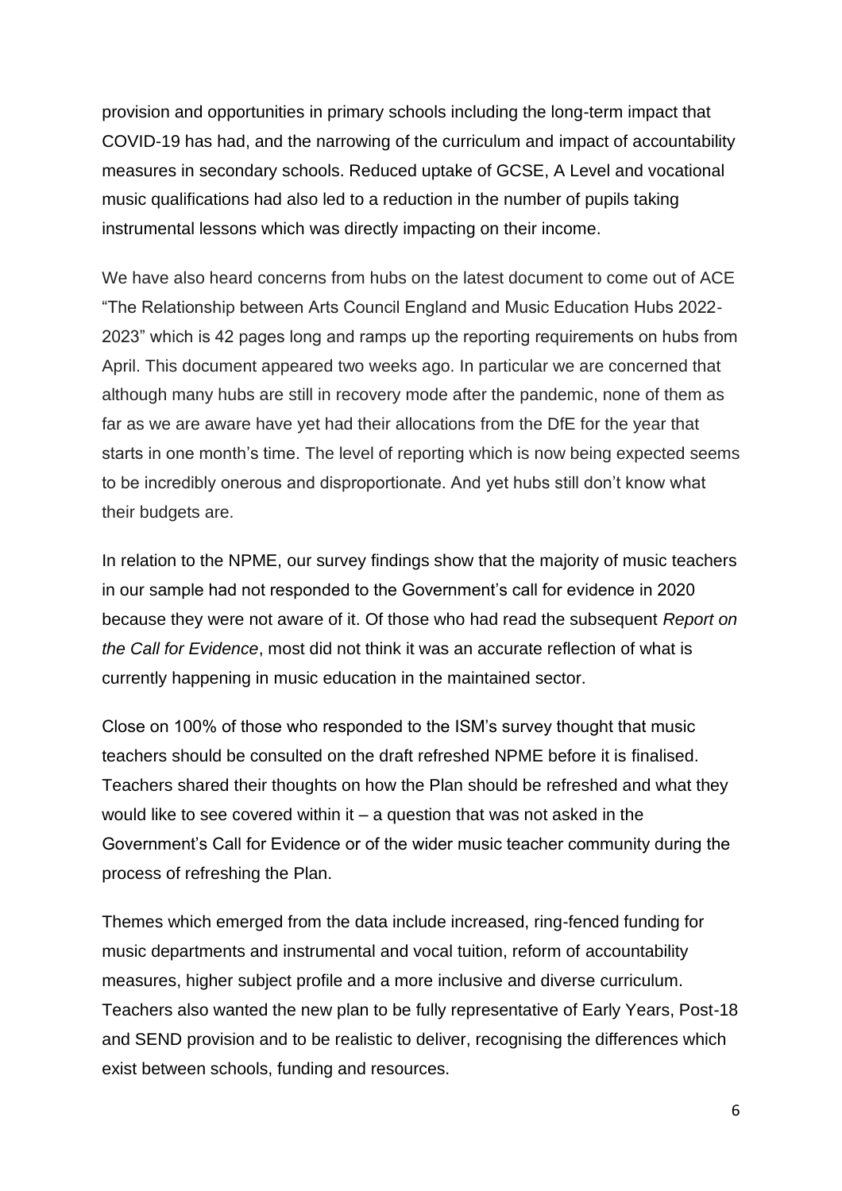provision and opportunities in primary schools including the long-term impact that COVID-19 has had, and the narrowing of the curriculum and impact of accountability measures in secondary schools. Reduced uptake of GCSE, A Level and vocational music qualifications had also led to a reduction in the number of pupils taking instrumental lessons which was directly impacting on their income.

We have also heard concerns from hubs on the latest document to come out of ACE "The Relationship between Arts Council England and Music Education Hubs 2022-2023" which is 42 pages long and ramps up the reporting requirements on hubs from April. This document appeared two weeks ago. In particular we are concerned that although many hubs are still in recovery mode after the pandemic, none of them as far as we are aware have yet had their allocations from the DfE for the year that starts in one month's time. The level of reporting which is now being expected seems to be incredibly onerous and disproportionate. And yet hubs still don't know what their budgets are.

In relation to the NPME, our survey findings show that the majority of music teachers in our sample had not responded to the Government's call for evidence in 2020 because they were not aware of it. Of those who had read the subsequent *Report on the Call for Evidence*, most did not think it was an accurate reflection of what is currently happening in music education in the maintained sector.

Close on 100% of those who responded to the ISM's survey thought that music teachers should be consulted on the draft refreshed NPME before it is finalised. Teachers shared their thoughts on how the Plan should be refreshed and what they would like to see covered within it – a question that was not asked in the Government's Call for Evidence or of the wider music teacher community during the process of refreshing the Plan.

Themes which emerged from the data include increased, ring-fenced funding for music departments and instrumental and vocal tuition, reform of accountability measures, higher subject profile and a more inclusive and diverse curriculum. Teachers also wanted the new plan to be fully representative of Early Years, Post-18 and SEND provision and to be realistic to deliver, recognising the differences which exist between schools, funding and resources.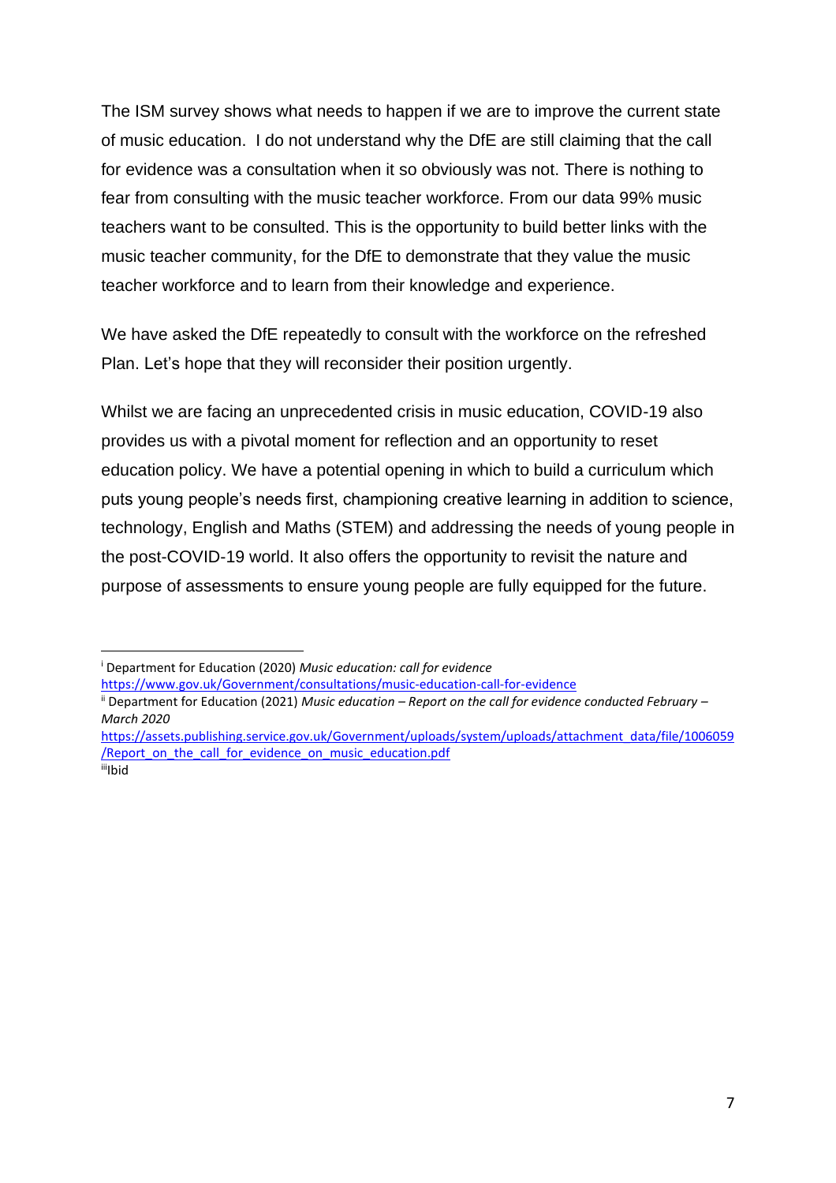The ISM survey shows what needs to happen if we are to improve the current state of music education. I do not understand why the DfE are still claiming that the call for evidence was a consultation when it so obviously was not. There is nothing to fear from consulting with the music teacher workforce. From our data 99% music teachers want to be consulted. This is the opportunity to build better links with the music teacher community, for the DfE to demonstrate that they value the music teacher workforce and to learn from their knowledge and experience.

We have asked the DfE repeatedly to consult with the workforce on the refreshed Plan. Let's hope that they will reconsider their position urgently.

Whilst we are facing an unprecedented crisis in music education, COVID-19 also provides us with a pivotal moment for reflection and an opportunity to reset education policy. We have a potential opening in which to build a curriculum which puts young people's needs first, championing creative learning in addition to science, technology, English and Maths (STEM) and addressing the needs of young people in the post-COVID-19 world. It also offers the opportunity to revisit the nature and purpose of assessments to ensure young people are fully equipped for the future.

---

[i] Department for Education (2020) *Music education: call for evidence* https://www.gov.uk/Government/consultations/music-education-call-for-evidence

[ii] Department for Education (2021) *Music education – Report on the call for evidence conducted February – March 2020* https://assets.publishing.service.gov.uk/Government/uploads/system/uploads/attachment_data/file/1006059/Report_on_the_call_for_evidence_on_music_education.pdf

[iii] Ibid